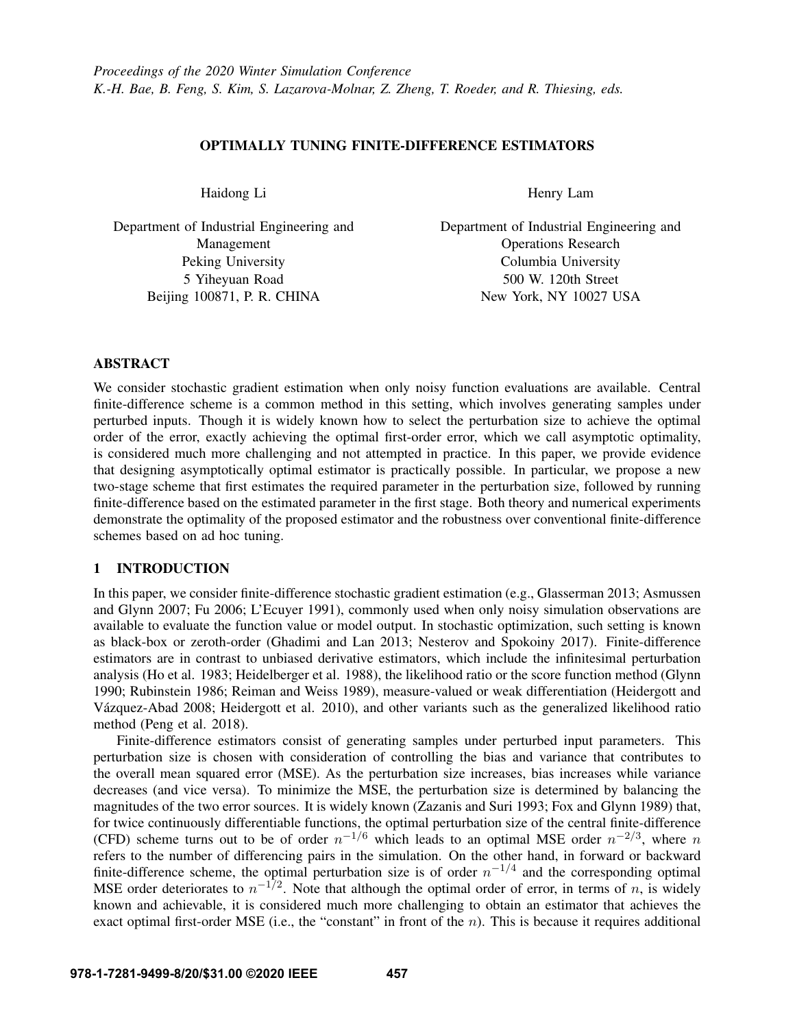# OPTIMALLY TUNING FINITE-DIFFERENCE ESTIMATORS

Haidong Li

Department of Industrial Engineering and Management  
Peking University  
5 Yiheyuan Road  
Beijing 100871, P. R. CHINA

Henry Lam

Department of Industrial Engineering and Operations Research  
Columbia University  
500 W. 120th Street  
New York, NY 10027 USA

## ABSTRACT

We consider stochastic gradient estimation when only noisy function evaluations are available. Central finite-difference scheme is a common method in this setting, which involves generating samples under perturbed inputs. Though it is widely known how to select the perturbation size to achieve the optimal order of the error, exactly achieving the optimal first-order error, which we call asymptotic optimality, is considered much more challenging and not attempted in practice. In this paper, we provide evidence that designing asymptotically optimal estimator is practically possible. In particular, we propose a new two-stage scheme that first estimates the required parameter in the perturbation size, followed by running finite-difference based on the estimated parameter in the first stage. Both theory and numerical experiments demonstrate the optimality of the proposed estimator and the robustness over conventional finite-difference schemes based on ad hoc tuning.

## 1 INTRODUCTION

In this paper, we consider finite-difference stochastic gradient estimation (e.g., Glasserman 2013; Asmussen and Glynn 2007; Fu 2006; L'Ecuyer 1991), commonly used when only noisy simulation observations are available to evaluate the function value or model output. In stochastic optimization, such setting is known as black-box or zeroth-order (Ghadimi and Lan 2013; Nesterov and Spokoiny 2017). Finite-difference estimators are in contrast to unbiased derivative estimators, which include the infinitesimal perturbation analysis (Ho et al. 1983; Heidelberger et al. 1988), the likelihood ratio or the score function method (Glynn 1990; Rubinstein 1986; Reiman and Weiss 1989), measure-valued or weak differentiation (Heidergott and Vázquez-Abad 2008; Heidergott et al. 2010), and other variants such as the generalized likelihood ratio method (Peng et al. 2018).

Finite-difference estimators consist of generating samples under perturbed input parameters. This perturbation size is chosen with consideration of controlling the bias and variance that contributes to the overall mean squared error (MSE). As the perturbation size increases, bias increases while variance decreases (and vice versa). To minimize the MSE, the perturbation size is determined by balancing the magnitudes of the two error sources. It is widely known (Zazanis and Suri 1993; Fox and Glynn 1989) that, for twice continuously differentiable functions, the optimal perturbation size of the central finite-difference (CFD) scheme turns out to be of order $n^{-1/6}$ which leads to an optimal MSE order $n^{-2/3}$, where $n$ refers to the number of differencing pairs in the simulation. On the other hand, in forward or backward finite-difference scheme, the optimal perturbation size is of order $n^{-1/4}$ and the corresponding optimal MSE order deteriorates to $n^{-1/2}$. Note that although the optimal order of error, in terms of $n$, is widely known and achievable, it is considered much more challenging to obtain an estimator that achieves the exact optimal first-order MSE (i.e., the "constant" in front of the $n$). This is because it requires additional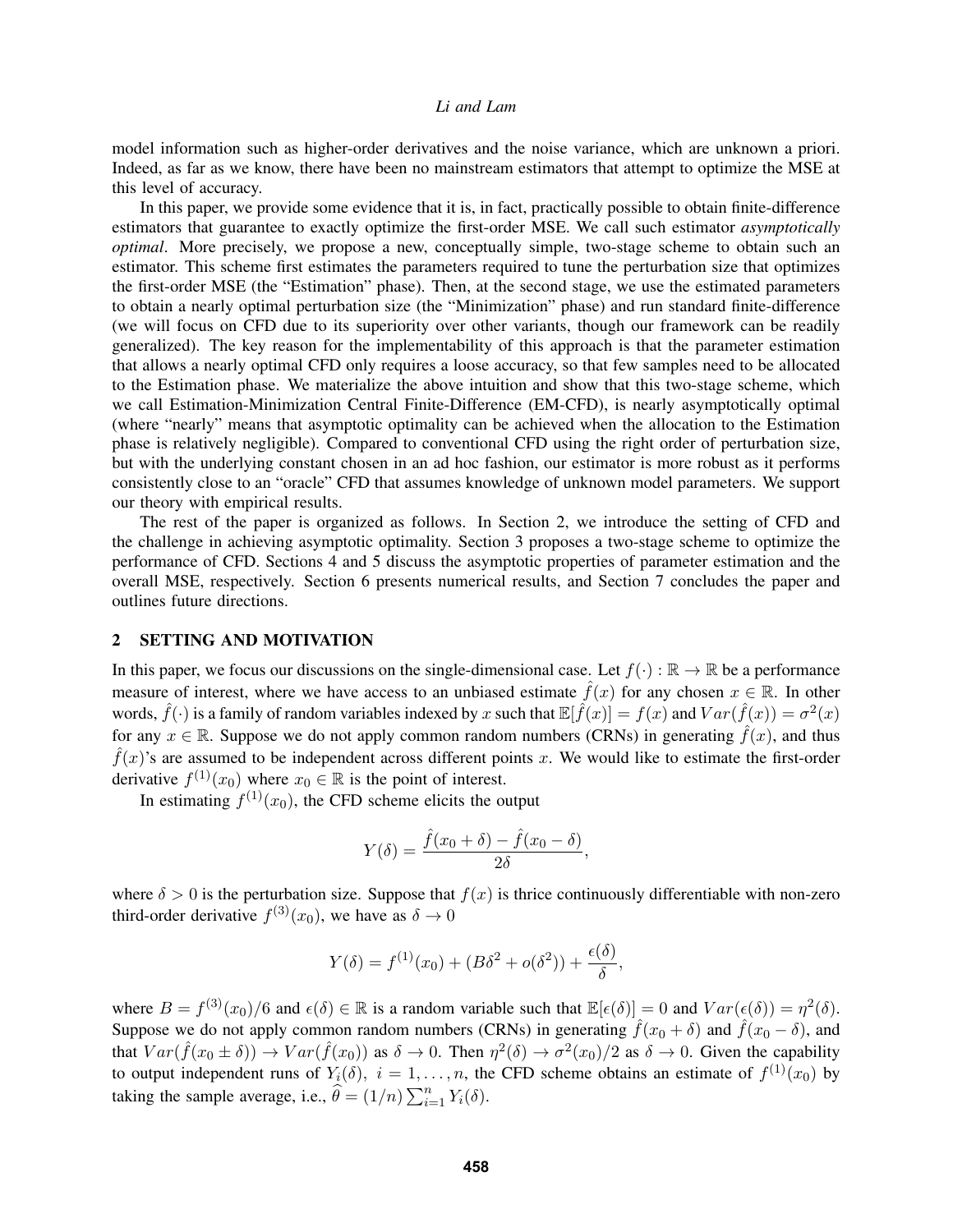model information such as higher-order derivatives and the noise variance, which are unknown a priori. Indeed, as far as we know, there have been no mainstream estimators that attempt to optimize the MSE at this level of accuracy.

In this paper, we provide some evidence that it is, in fact, practically possible to obtain finite-difference estimators that guarantee to exactly optimize the first-order MSE. We call such estimator *asymptotically optimal*. More precisely, we propose a new, conceptually simple, two-stage scheme to obtain such an estimator. This scheme first estimates the parameters required to tune the perturbation size that optimizes the first-order MSE (the "Estimation" phase). Then, at the second stage, we use the estimated parameters to obtain a nearly optimal perturbation size (the "Minimization" phase) and run standard finite-difference (we will focus on CFD due to its superiority over other variants, though our framework can be readily generalized). The key reason for the implementability of this approach is that the parameter estimation that allows a nearly optimal CFD only requires a loose accuracy, so that few samples need to be allocated to the Estimation phase. We materialize the above intuition and show that this two-stage scheme, which we call Estimation-Minimization Central Finite-Difference (EM-CFD), is nearly asymptotically optimal (where "nearly" means that asymptotic optimality can be achieved when the allocation to the Estimation phase is relatively negligible). Compared to conventional CFD using the right order of perturbation size, but with the underlying constant chosen in an ad hoc fashion, our estimator is more robust as it performs consistently close to an "oracle" CFD that assumes knowledge of unknown model parameters. We support our theory with empirical results.

The rest of the paper is organized as follows. In Section 2, we introduce the setting of CFD and the challenge in achieving asymptotic optimality. Section 3 proposes a two-stage scheme to optimize the performance of CFD. Sections 4 and 5 discuss the asymptotic properties of parameter estimation and the overall MSE, respectively. Section 6 presents numerical results, and Section 7 concludes the paper and outlines future directions.

## 2 SETTING AND MOTIVATION

In this paper, we focus our discussions on the single-dimensional case. Let $f(\cdot) : \mathbb{R} \to \mathbb{R}$ be a performance measure of interest, where we have access to an unbiased estimate $\hat{f}(x)$ for any chosen $x \in \mathbb{R}$. In other words, $\hat{f}(\cdot)$ is a family of random variables indexed by $x$ such that $\mathbb{E}[\hat{f}(x)] = f(x)$ and $Var(\hat{f}(x)) = \sigma^2(x)$ for any $x \in \mathbb{R}$. Suppose we do not apply common random numbers (CRNs) in generating $\hat{f}(x)$, and thus $\hat{f}(x)$'s are assumed to be independent across different points $x$. We would like to estimate the first-order derivative $f^{(1)}(x_0)$ where $x_0 \in \mathbb{R}$ is the point of interest.

In estimating $f^{(1)}(x_0)$, the CFD scheme elicits the output

$$Y(\delta) = \frac{\hat{f}(x_0 + \delta) - \hat{f}(x_0 - \delta)}{2\delta},$$

where $\delta > 0$ is the perturbation size. Suppose that $f(x)$ is thrice continuously differentiable with non-zero third-order derivative $f^{(3)}(x_0)$, we have as $\delta \to 0$

$$Y(\delta) = f^{(1)}(x_0) + (B\delta^2 + o(\delta^2)) + \frac{\epsilon(\delta)}{\delta},$$

where $B = f^{(3)}(x_0)/6$ and $\epsilon(\delta) \in \mathbb{R}$ is a random variable such that $\mathbb{E}[\epsilon(\delta)] = 0$ and $Var(\epsilon(\delta)) = \eta^2(\delta)$. Suppose we do not apply common random numbers (CRNs) in generating $\hat{f}(x_0 + \delta)$ and $\hat{f}(x_0 - \delta)$, and that $Var(\hat{f}(x_0 \pm \delta)) \to Var(\hat{f}(x_0))$ as $\delta \to 0$. Then $\eta^2(\delta) \to \sigma^2(x_0)/2$ as $\delta \to 0$. Given the capability to output independent runs of $Y_i(\delta),\ i = 1, \ldots, n$, the CFD scheme obtains an estimate of $f^{(1)}(x_0)$ by taking the sample average, i.e., $\widehat{\theta} = (1/n)\sum_{i=1}^{n} Y_i(\delta)$.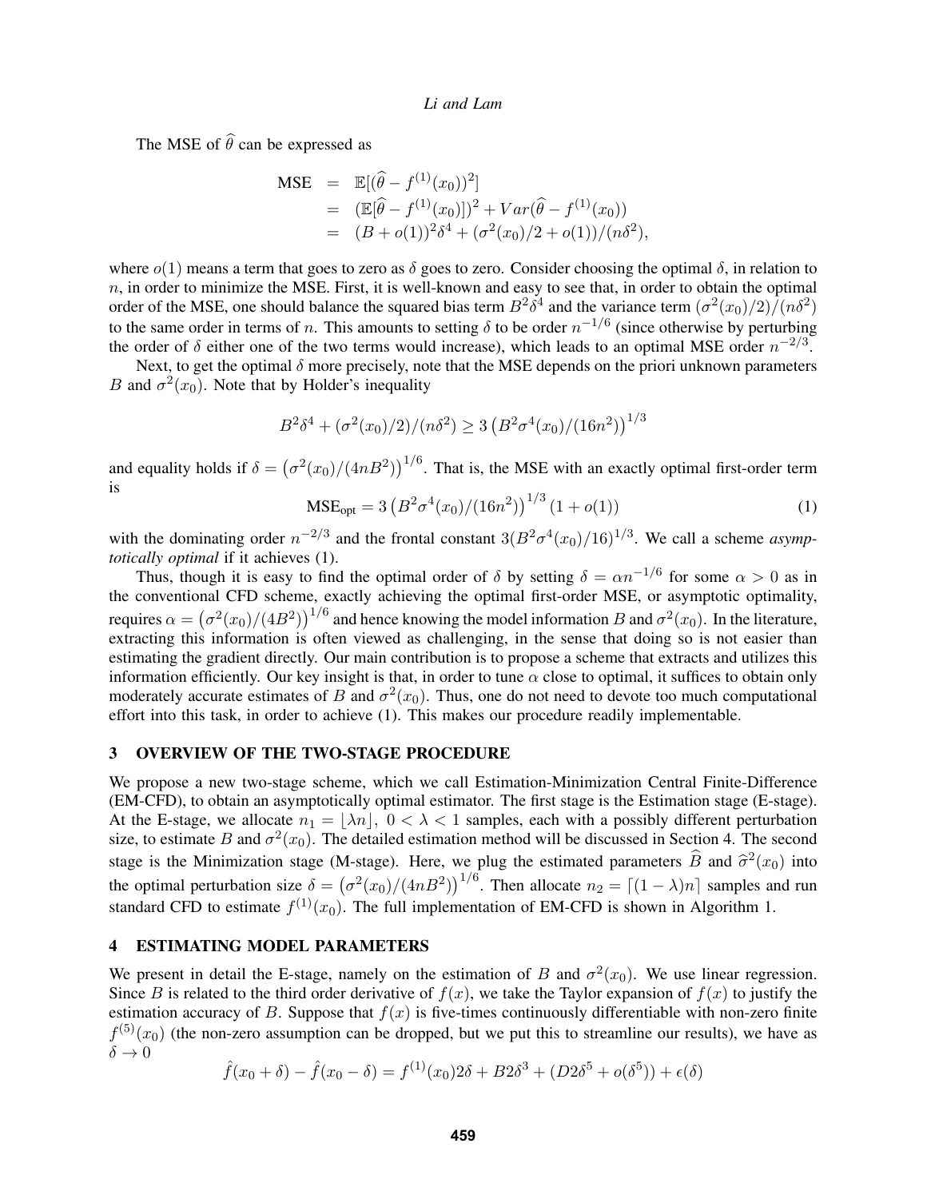The MSE of $\widehat{\theta}$ can be expressed as

$$
\begin{aligned}
\text{MSE} &= \mathbb{E}[(\widehat{\theta} - f^{(1)}(x_0))^2] \\
&= (\mathbb{E}[\widehat{\theta} - f^{(1)}(x_0)])^2 + Var(\widehat{\theta} - f^{(1)}(x_0)) \\
&= (B + o(1))^2\delta^4 + (\sigma^2(x_0)/2 + o(1))/(n\delta^2),
\end{aligned}
$$

where $o(1)$ means a term that goes to zero as $\delta$ goes to zero. Consider choosing the optimal $\delta$, in relation to $n$, in order to minimize the MSE. First, it is well-known and easy to see that, in order to obtain the optimal order of the MSE, one should balance the squared bias term $B^2\delta^4$ and the variance term $(\sigma^2(x_0)/2)/(n\delta^2)$ to the same order in terms of $n$. This amounts to setting $\delta$ to be order $n^{-1/6}$ (since otherwise by perturbing the order of $\delta$ either one of the two terms would increase), which leads to an optimal MSE order $n^{-2/3}$.

Next, to get the optimal $\delta$ more precisely, note that the MSE depends on the priori unknown parameters $B$ and $\sigma^2(x_0)$. Note that by Holder's inequality

$$
B^2\delta^4 + (\sigma^2(x_0)/2)/(n\delta^2) \geq 3\left(B^2\sigma^4(x_0)/(16n^2)\right)^{1/3}
$$

and equality holds if $\delta = \left(\sigma^2(x_0)/(4nB^2)\right)^{1/6}$. That is, the MSE with an exactly optimal first-order term is

$$
\text{MSE}_{\text{opt}} = 3\left(B^2\sigma^4(x_0)/(16n^2)\right)^{1/3}(1 + o(1)) \tag{1}
$$

with the dominating order $n^{-2/3}$ and the frontal constant $3(B^2\sigma^4(x_0)/16)^{1/3}$. We call a scheme *asymptotically optimal* if it achieves (1).

Thus, though it is easy to find the optimal order of $\delta$ by setting $\delta = \alpha n^{-1/6}$ for some $\alpha > 0$ as in the conventional CFD scheme, exactly achieving the optimal first-order MSE, or asymptotic optimality, requires $\alpha = \left(\sigma^2(x_0)/(4B^2)\right)^{1/6}$ and hence knowing the model information $B$ and $\sigma^2(x_0)$. In the literature, extracting this information is often viewed as challenging, in the sense that doing so is not easier than estimating the gradient directly. Our main contribution is to propose a scheme that extracts and utilizes this information efficiently. Our key insight is that, in order to tune $\alpha$ close to optimal, it suffices to obtain only moderately accurate estimates of $B$ and $\sigma^2(x_0)$. Thus, one do not need to devote too much computational effort into this task, in order to achieve (1). This makes our procedure readily implementable.

## 3 OVERVIEW OF THE TWO-STAGE PROCEDURE

We propose a new two-stage scheme, which we call Estimation-Minimization Central Finite-Difference (EM-CFD), to obtain an asymptotically optimal estimator. The first stage is the Estimation stage (E-stage). At the E-stage, we allocate $n_1 = \lfloor \lambda n \rfloor,\ 0 < \lambda < 1$ samples, each with a possibly different perturbation size, to estimate $B$ and $\sigma^2(x_0)$. The detailed estimation method will be discussed in Section 4. The second stage is the Minimization stage (M-stage). Here, we plug the estimated parameters $\widehat{B}$ and $\widehat{\sigma}^2(x_0)$ into the optimal perturbation size $\delta = \left(\sigma^2(x_0)/(4nB^2)\right)^{1/6}$. Then allocate $n_2 = \lceil (1-\lambda)n \rceil$ samples and run standard CFD to estimate $f^{(1)}(x_0)$. The full implementation of EM-CFD is shown in Algorithm 1.

## 4 ESTIMATING MODEL PARAMETERS

We present in detail the E-stage, namely on the estimation of $B$ and $\sigma^2(x_0)$. We use linear regression. Since $B$ is related to the third order derivative of $f(x)$, we take the Taylor expansion of $f(x)$ to justify the estimation accuracy of $B$. Suppose that $f(x)$ is five-times continuously differentiable with non-zero finite $f^{(5)}(x_0)$ (the non-zero assumption can be dropped, but we put this to streamline our results), we have as $\delta \to 0$

$$
\hat{f}(x_0 + \delta) - \hat{f}(x_0 - \delta) = f^{(1)}(x_0)2\delta + B2\delta^3 + (D2\delta^5 + o(\delta^5)) + \epsilon(\delta)
$$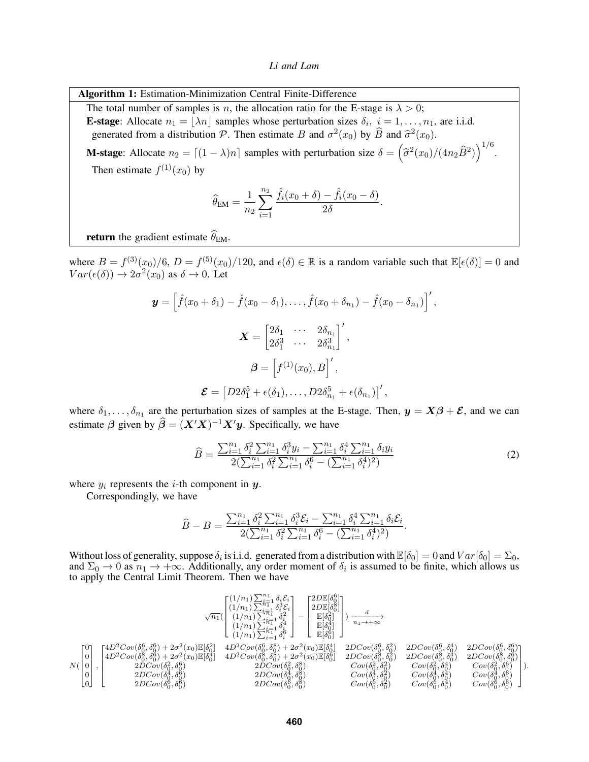**Algorithm 1:** Estimation-Minimization Central Finite-Difference

The total number of samples is $n$, the allocation ratio for the E-stage is $\lambda > 0$;

**E-stage**: Allocate $n_1 = \lfloor \lambda n \rfloor$ samples whose perturbation sizes $\delta_i,\ i = 1, \ldots, n_1$, are i.i.d. generated from a distribution $\mathcal{P}$. Then estimate $B$ and $\sigma^2(x_0)$ by $\widehat{B}$ and $\widehat{\sigma}^2(x_0)$.

**M-stage**: Allocate $n_2 = \lceil (1-\lambda)n \rceil$ samples with perturbation size $\delta = \left(\widehat{\sigma}^2(x_0)/(4n_2\widehat{B}^2)\right)^{1/6}$.

Then estimate $f^{(1)}(x_0)$ by

$$\widehat{\theta}_{\text{EM}} = \frac{1}{n_2}\sum_{i=1}^{n_2} \frac{\hat{f}_i(x_0+\delta) - \hat{f}_i(x_0-\delta)}{2\delta}.$$

**return** the gradient estimate $\widehat{\theta}_{\text{EM}}$.

where $B = f^{(3)}(x_0)/6$, $D = f^{(5)}(x_0)/120$, and $\epsilon(\delta) \in \mathbb{R}$ is a random variable such that $\mathbb{E}[\epsilon(\delta)] = 0$ and $Var(\epsilon(\delta)) \to 2\sigma^2(x_0)$ as $\delta \to 0$. Let

$$\boldsymbol{y} = \left[\hat{f}(x_0+\delta_1) - \hat{f}(x_0-\delta_1), \ldots, \hat{f}(x_0+\delta_{n_1}) - \hat{f}(x_0-\delta_{n_1})\right]',$$

$$\boldsymbol{X} = \begin{bmatrix} 2\delta_1 & \cdots & 2\delta_{n_1} \\ 2\delta_1^3 & \cdots & 2\delta_{n_1}^3 \end{bmatrix}',$$

$$\boldsymbol{\beta} = \left[f^{(1)}(x_0), B\right]',$$

$$\boldsymbol{\mathcal{E}} = \left[D2\delta_1^5 + \epsilon(\delta_1), \ldots, D2\delta_{n_1}^5 + \epsilon(\delta_{n_1})\right]',$$

where $\delta_1, \ldots, \delta_{n_1}$ are the perturbation sizes of samples at the E-stage. Then, $\boldsymbol{y} = \boldsymbol{X}\boldsymbol{\beta} + \boldsymbol{\mathcal{E}}$, and we can estimate $\boldsymbol{\beta}$ given by $\widehat{\boldsymbol{\beta}} = (\boldsymbol{X}'\boldsymbol{X})^{-1}\boldsymbol{X}'\boldsymbol{y}$. Specifically, we have

$$\widehat{B} = \frac{\sum_{i=1}^{n_1}\delta_i^2 \sum_{i=1}^{n_1}\delta_i^3 y_i - \sum_{i=1}^{n_1}\delta_i^4 \sum_{i=1}^{n_1}\delta_i y_i}{2(\sum_{i=1}^{n_1}\delta_i^2 \sum_{i=1}^{n_1}\delta_i^6 - (\sum_{i=1}^{n_1}\delta_i^4)^2)} \tag{2}$$

where $y_i$ represents the $i$-th component in $\boldsymbol{y}$.

Correspondingly, we have

$$\widehat{B} - B = \frac{\sum_{i=1}^{n_1}\delta_i^2 \sum_{i=1}^{n_1}\delta_i^3 \mathcal{E}_i - \sum_{i=1}^{n_1}\delta_i^4 \sum_{i=1}^{n_1}\delta_i \mathcal{E}_i}{2(\sum_{i=1}^{n_1}\delta_i^2 \sum_{i=1}^{n_1}\delta_i^6 - (\sum_{i=1}^{n_1}\delta_i^4)^2)}.$$

Without loss of generality, suppose $\delta_i$ is i.i.d. generated from a distribution with $\mathbb{E}[\delta_0] = 0$ and $Var[\delta_0] = \Sigma_0$, and $\Sigma_0 \to 0$ as $n_1 \to +\infty$. Additionally, any order moment of $\delta_i$ is assumed to be finite, which allows us to apply the Central Limit Theorem. Then we have

$$\sqrt{n_1}\left(\begin{bmatrix} (1/n_1)\sum_{i=1}^{n_1}\delta_i\mathcal{E}_i \\ (1/n_1)\sum_{i=1}^{n_1}\delta_i^3\mathcal{E}_i \\ (1/n_1)\sum_{i=1}^{n_1}\delta_i^2 \\ (1/n_1)\sum_{i=1}^{n_1}\delta_i^4 \\ (1/n_1)\sum_{i=1}^{n_1}\delta_i^6 \end{bmatrix} - \begin{bmatrix} 2D\mathbb{E}[\delta_0^6] \\ 2D\mathbb{E}[\delta_0^8] \\ \mathbb{E}[\delta_0^2] \\ \mathbb{E}[\delta_0^4] \\ \mathbb{E}[\delta_0^6] \end{bmatrix}\right) \xrightarrow[n_1\to+\infty]{d}$$

$$N\left(\begin{bmatrix}0\\0\\0\\0\\0\end{bmatrix}, \begin{bmatrix} 4D^2Cov(\delta_0^6,\delta_0^6)+2\sigma^2(x_0)\mathbb{E}[\delta_0^2] & 4D^2Cov(\delta_0^6,\delta_0^8)+2\sigma^2(x_0)\mathbb{E}[\delta_0^4] & 2DCov(\delta_0^6,\delta_0^2) & 2DCov(\delta_0^6,\delta_0^4) & 2DCov(\delta_0^6,\delta_0^6) \\ 4D^2Cov(\delta_0^8,\delta_0^6)+2\sigma^2(x_0)\mathbb{E}[\delta_0^4] & 4D^2Cov(\delta_0^8,\delta_0^8)+2\sigma^2(x_0)\mathbb{E}[\delta_0^6] & 2DCov(\delta_0^8,\delta_0^2) & 2DCov(\delta_0^8,\delta_0^4) & 2DCov(\delta_0^8,\delta_0^6) \\ 2DCov(\delta_0^2,\delta_0^6) & 2DCov(\delta_0^2,\delta_0^8) & Cov(\delta_0^2,\delta_0^2) & Cov(\delta_0^2,\delta_0^4) & Cov(\delta_0^2,\delta_0^6) \\ 2DCov(\delta_0^4,\delta_0^6) & 2DCov(\delta_0^4,\delta_0^8) & Cov(\delta_0^4,\delta_0^2) & Cov(\delta_0^4,\delta_0^4) & Cov(\delta_0^4,\delta_0^6) \\ 2DCov(\delta_0^6,\delta_0^6) & 2DCov(\delta_0^6,\delta_0^8) & Cov(\delta_0^6,\delta_0^2) & Cov(\delta_0^6,\delta_0^4) & Cov(\delta_0^6,\delta_0^6) \end{bmatrix}\right).$$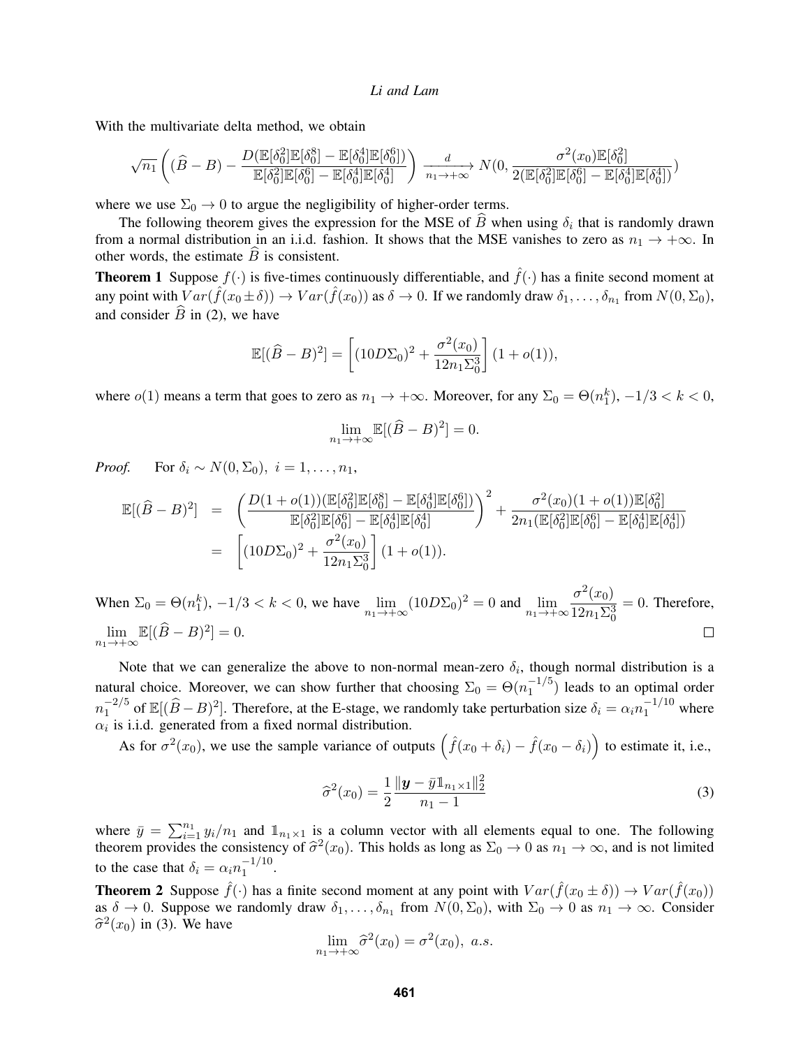With the multivariate delta method, we obtain

$$\sqrt{n_1}\left((\widehat{B}-B)-\frac{D(\mathbb{E}[\delta_0^2]\mathbb{E}[\delta_0^8]-\mathbb{E}[\delta_0^4]\mathbb{E}[\delta_0^6])}{\mathbb{E}[\delta_0^2]\mathbb{E}[\delta_0^6]-\mathbb{E}[\delta_0^4]\mathbb{E}[\delta_0^4]}\right)\xrightarrow[n_1\to+\infty]{d} N(0,\frac{\sigma^2(x_0)\mathbb{E}[\delta_0^2]}{2(\mathbb{E}[\delta_0^2]\mathbb{E}[\delta_0^6]-\mathbb{E}[\delta_0^4]\mathbb{E}[\delta_0^4])})$$

where we use $\Sigma_0 \to 0$ to argue the negligibility of higher-order terms.

The following theorem gives the expression for the MSE of $\widehat{B}$ when using $\delta_i$ that is randomly drawn from a normal distribution in an i.i.d. fashion. It shows that the MSE vanishes to zero as $n_1 \to +\infty$. In other words, the estimate $\widehat{B}$ is consistent.

**Theorem 1** Suppose $f(\cdot)$ is five-times continuously differentiable, and $\hat{f}(\cdot)$ has a finite second moment at any point with $Var(\hat{f}(x_0 \pm \delta)) \to Var(\hat{f}(x_0))$ as $\delta \to 0$. If we randomly draw $\delta_1,\dots,\delta_{n_1}$ from $N(0,\Sigma_0)$, and consider $\widehat{B}$ in (2), we have

$$\mathbb{E}[(\widehat{B}-B)^2] = \left[(10D\Sigma_0)^2 + \frac{\sigma^2(x_0)}{12n_1\Sigma_0^3}\right](1+o(1)),$$

where $o(1)$ means a term that goes to zero as $n_1 \to +\infty$. Moreover, for any $\Sigma_0 = \Theta(n_1^k)$, $-1/3 < k < 0$,

$$\lim_{n_1\to+\infty}\mathbb{E}[(\widehat{B}-B)^2] = 0.$$

*Proof.* For $\delta_i \sim N(0,\Sigma_0),\ i=1,\dots,n_1$,

$$\begin{aligned}
\mathbb{E}[(\widehat{B}-B)^2] &= \left(\frac{D(1+o(1))(\mathbb{E}[\delta_0^2]\mathbb{E}[\delta_0^8]-\mathbb{E}[\delta_0^4]\mathbb{E}[\delta_0^6])}{\mathbb{E}[\delta_0^2]\mathbb{E}[\delta_0^6]-\mathbb{E}[\delta_0^4]\mathbb{E}[\delta_0^4]}\right)^2 + \frac{\sigma^2(x_0)(1+o(1))\mathbb{E}[\delta_0^2]}{2n_1(\mathbb{E}[\delta_0^2]\mathbb{E}[\delta_0^6]-\mathbb{E}[\delta_0^4]\mathbb{E}[\delta_0^4])} \\
&= \left[(10D\Sigma_0)^2 + \frac{\sigma^2(x_0)}{12n_1\Sigma_0^3}\right](1+o(1)).
\end{aligned}$$

When $\Sigma_0 = \Theta(n_1^k)$, $-1/3 < k < 0$, we have $\lim_{n_1\to+\infty}(10D\Sigma_0)^2 = 0$ and $\lim_{n_1\to+\infty}\frac{\sigma^2(x_0)}{12n_1\Sigma_0^3} = 0$. Therefore, $\lim_{n_1\to+\infty}\mathbb{E}[(\widehat{B}-B)^2] = 0$. □

Note that we can generalize the above to non-normal mean-zero $\delta_i$, though normal distribution is a natural choice. Moreover, we can show further that choosing $\Sigma_0 = \Theta(n_1^{-1/5})$ leads to an optimal order $n_1^{-2/5}$ of $\mathbb{E}[(\widehat{B}-B)^2]$. Therefore, at the E-stage, we randomly take perturbation size $\delta_i = \alpha_i n_1^{-1/10}$ where $\alpha_i$ is i.i.d. generated from a fixed normal distribution.

As for $\sigma^2(x_0)$, we use the sample variance of outputs $\left(\hat{f}(x_0+\delta_i)-\hat{f}(x_0-\delta_i)\right)$ to estimate it, i.e.,

$$\widehat{\sigma}^2(x_0) = \frac{1}{2}\frac{\|\boldsymbol{y}-\bar{y}\mathbb{1}_{n_1\times 1}\|_2^2}{n_1-1} \tag{3}$$

where $\bar{y} = \sum_{i=1}^{n_1} y_i/n_1$ and $\mathbb{1}_{n_1\times 1}$ is a column vector with all elements equal to one. The following theorem provides the consistency of $\widehat{\sigma}^2(x_0)$. This holds as long as $\Sigma_0 \to 0$ as $n_1 \to \infty$, and is not limited to the case that $\delta_i = \alpha_i n_1^{-1/10}$.

**Theorem 2** Suppose $\hat{f}(\cdot)$ has a finite second moment at any point with $Var(\hat{f}(x_0 \pm \delta)) \to Var(\hat{f}(x_0))$ as $\delta \to 0$. Suppose we randomly draw $\delta_1,\dots,\delta_{n_1}$ from $N(0,\Sigma_0)$, with $\Sigma_0 \to 0$ as $n_1 \to \infty$. Consider $\widehat{\sigma}^2(x_0)$ in (3). We have

$$\lim_{n_1\to+\infty}\widehat{\sigma}^2(x_0) = \sigma^2(x_0),\ a.s.$$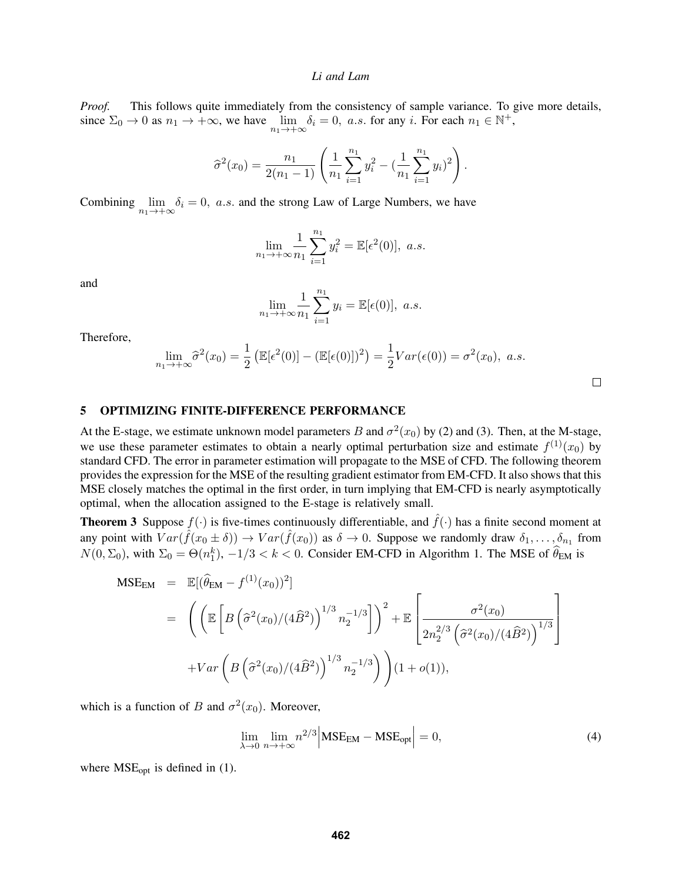*Proof.* This follows quite immediately from the consistency of sample variance. To give more details, since $\Sigma_0 \to 0$ as $n_1 \to +\infty$, we have $\lim_{n_1 \to +\infty} \delta_i = 0,\ a.s.$ for any $i$. For each $n_1 \in \mathbb{N}^+$,

$$\widehat{\sigma}^2(x_0) = \frac{n_1}{2(n_1-1)} \left( \frac{1}{n_1} \sum_{i=1}^{n_1} y_i^2 - (\frac{1}{n_1} \sum_{i=1}^{n_1} y_i)^2 \right).$$

Combining $\lim_{n_1 \to +\infty} \delta_i = 0,\ a.s.$ and the strong Law of Large Numbers, we have

$$\lim_{n_1 \to +\infty} \frac{1}{n_1} \sum_{i=1}^{n_1} y_i^2 = \mathbb{E}[\epsilon^2(0)],\ a.s.$$

and

$$\lim_{n_1 \to +\infty} \frac{1}{n_1} \sum_{i=1}^{n_1} y_i = \mathbb{E}[\epsilon(0)],\ a.s.$$

Therefore,

$$\lim_{n_1 \to +\infty} \widehat{\sigma}^2(x_0) = \frac{1}{2} \left( \mathbb{E}[\epsilon^2(0)] - (\mathbb{E}[\epsilon(0)])^2 \right) = \frac{1}{2} Var(\epsilon(0)) = \sigma^2(x_0),\ a.s.$$

□

## 5 OPTIMIZING FINITE-DIFFERENCE PERFORMANCE

At the E-stage, we estimate unknown model parameters $B$ and $\sigma^2(x_0)$ by (2) and (3). Then, at the M-stage, we use these parameter estimates to obtain a nearly optimal perturbation size and estimate $f^{(1)}(x_0)$ by standard CFD. The error in parameter estimation will propagate to the MSE of CFD. The following theorem provides the expression for the MSE of the resulting gradient estimator from EM-CFD. It also shows that this MSE closely matches the optimal in the first order, in turn implying that EM-CFD is nearly asymptotically optimal, when the allocation assigned to the E-stage is relatively small.

**Theorem 3** Suppose $f(\cdot)$ is five-times continuously differentiable, and $\hat{f}(\cdot)$ has a finite second moment at any point with $Var(\hat{f}(x_0 \pm \delta)) \to Var(\hat{f}(x_0))$ as $\delta \to 0$. Suppose we randomly draw $\delta_1, \ldots, \delta_{n_1}$ from $N(0, \Sigma_0)$, with $\Sigma_0 = \Theta(n_1^k)$, $-1/3 < k < 0$. Consider EM-CFD in Algorithm 1. The MSE of $\widehat{\theta}_{\text{EM}}$ is

$$\begin{aligned}
\text{MSE}_{\text{EM}} &= \mathbb{E}[(\widehat{\theta}_{\text{EM}} - f^{(1)}(x_0))^2] \\
&= \left( \left( \mathbb{E}\left[ B \left( \widehat{\sigma}^2(x_0)/(4\widehat{B}^2) \right)^{1/3} n_2^{-1/3} \right] \right)^2 + \mathbb{E}\left[ \frac{\sigma^2(x_0)}{2n_2^{2/3} \left( \widehat{\sigma}^2(x_0)/(4\widehat{B}^2) \right)^{1/3}} \right] \right. \\
&\quad \left. + Var\left( B \left( \widehat{\sigma}^2(x_0)/(4\widehat{B}^2) \right)^{1/3} n_2^{-1/3} \right) \right) (1 + o(1)),
\end{aligned}$$

which is a function of $B$ and $\sigma^2(x_0)$. Moreover,

$$\lim_{\lambda \to 0} \lim_{n \to +\infty} n^{2/3} \left| \text{MSE}_{\text{EM}} - \text{MSE}_{\text{opt}} \right| = 0, \tag{4}$$

where $\text{MSE}_{\text{opt}}$ is defined in (1).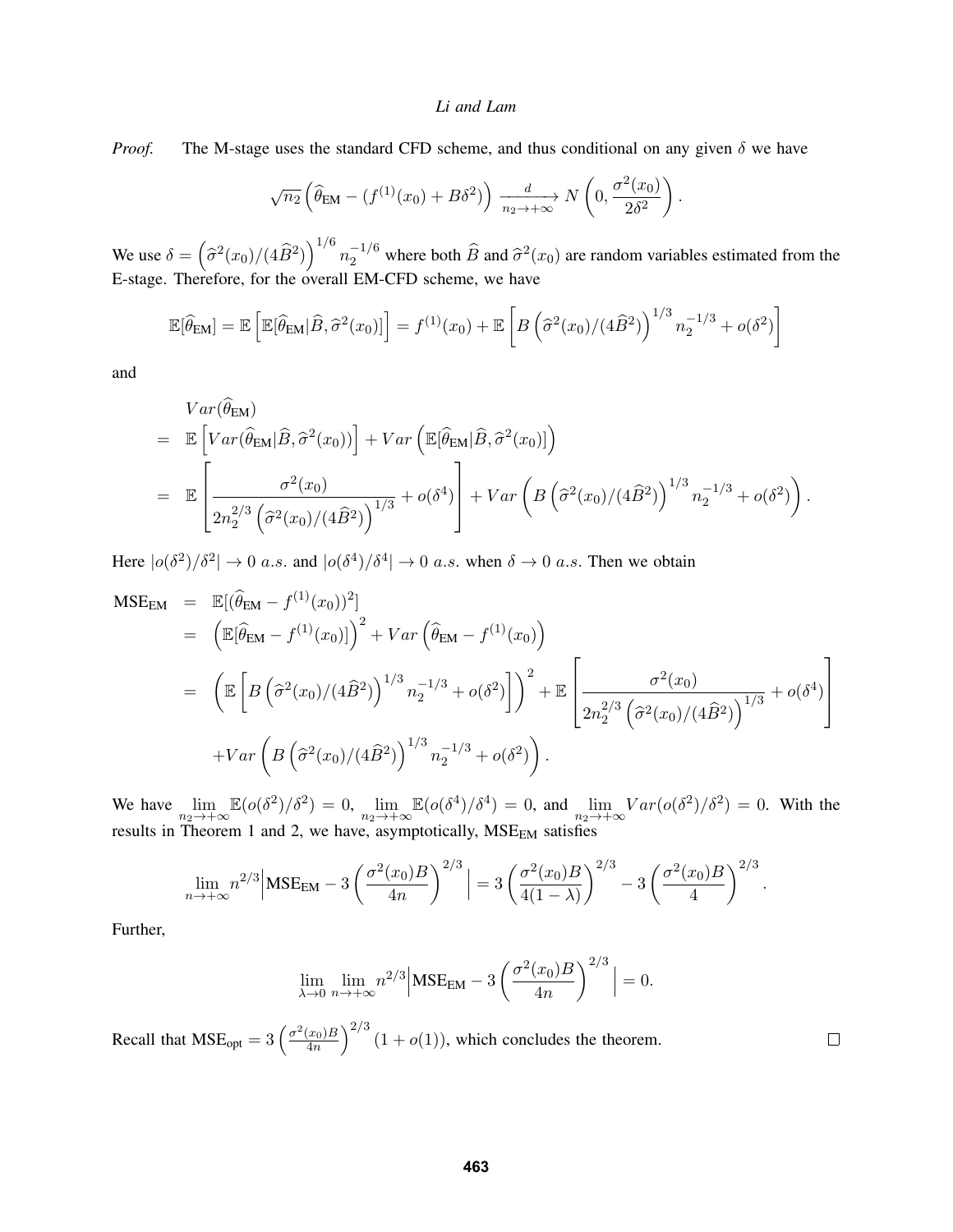*Proof.* The M-stage uses the standard CFD scheme, and thus conditional on any given $\delta$ we have

$$\sqrt{n_2}\left(\widehat{\theta}_{\text{EM}} - (f^{(1)}(x_0) + B\delta^2)\right) \xrightarrow[n_2 \to +\infty]{d} N\left(0, \frac{\sigma^2(x_0)}{2\delta^2}\right).$$

We use $\delta = \left(\widehat{\sigma}^2(x_0)/(4\widehat{B}^2)\right)^{1/6} n_2^{-1/6}$ where both $\widehat{B}$ and $\widehat{\sigma}^2(x_0)$ are random variables estimated from the E-stage. Therefore, for the overall EM-CFD scheme, we have

$$\mathbb{E}[\widehat{\theta}_{\text{EM}}] = \mathbb{E}\left[\mathbb{E}[\widehat{\theta}_{\text{EM}}|\widehat{B}, \widehat{\sigma}^2(x_0)]\right] = f^{(1)}(x_0) + \mathbb{E}\left[B\left(\widehat{\sigma}^2(x_0)/(4\widehat{B}^2)\right)^{1/3} n_2^{-1/3} + o(\delta^2)\right]$$

and

$$\begin{aligned}
&Var(\widehat{\theta}_{\text{EM}}) \\
= \;& \mathbb{E}\left[Var(\widehat{\theta}_{\text{EM}}|\widehat{B}, \widehat{\sigma}^2(x_0))\right] + Var\left(\mathbb{E}[\widehat{\theta}_{\text{EM}}|\widehat{B}, \widehat{\sigma}^2(x_0)]\right) \\
= \;& \mathbb{E}\left[\frac{\sigma^2(x_0)}{2n_2^{2/3}\left(\widehat{\sigma}^2(x_0)/(4\widehat{B}^2)\right)^{1/3}} + o(\delta^4)\right] + Var\left(B\left(\widehat{\sigma}^2(x_0)/(4\widehat{B}^2)\right)^{1/3} n_2^{-1/3} + o(\delta^2)\right).
\end{aligned}$$

Here $|o(\delta^2)/\delta^2| \to 0$ *a.s.* and $|o(\delta^4)/\delta^4| \to 0$ *a.s.* when $\delta \to 0$ *a.s.* Then we obtain

$$\begin{aligned}
\text{MSE}_{\text{EM}} &= \mathbb{E}[(\widehat{\theta}_{\text{EM}} - f^{(1)}(x_0))^2] \\
&= \left(\mathbb{E}[\widehat{\theta}_{\text{EM}} - f^{(1)}(x_0)]\right)^2 + Var\left(\widehat{\theta}_{\text{EM}} - f^{(1)}(x_0)\right) \\
&= \left(\mathbb{E}\left[B\left(\widehat{\sigma}^2(x_0)/(4\widehat{B}^2)\right)^{1/3} n_2^{-1/3} + o(\delta^2)\right]\right)^2 + \mathbb{E}\left[\frac{\sigma^2(x_0)}{2n_2^{2/3}\left(\widehat{\sigma}^2(x_0)/(4\widehat{B}^2)\right)^{1/3}} + o(\delta^4)\right] \\
&\quad + Var\left(B\left(\widehat{\sigma}^2(x_0)/(4\widehat{B}^2)\right)^{1/3} n_2^{-1/3} + o(\delta^2)\right).
\end{aligned}$$

We have $\lim_{n_2 \to +\infty} \mathbb{E}(o(\delta^2)/\delta^2) = 0$, $\lim_{n_2 \to +\infty} \mathbb{E}(o(\delta^4)/\delta^4) = 0$, and $\lim_{n_2 \to +\infty} Var(o(\delta^2)/\delta^2) = 0$. With the results in Theorem 1 and 2, we have, asymptotically, $\text{MSE}_{\text{EM}}$ satisfies

$$\lim_{n \to +\infty} n^{2/3}\Big|\text{MSE}_{\text{EM}} - 3\left(\frac{\sigma^2(x_0)B}{4n}\right)^{2/3}\Big| = 3\left(\frac{\sigma^2(x_0)B}{4(1-\lambda)}\right)^{2/3} - 3\left(\frac{\sigma^2(x_0)B}{4}\right)^{2/3}.$$

Further,

$$\lim_{\lambda \to 0} \lim_{n \to +\infty} n^{2/3}\Big|\text{MSE}_{\text{EM}} - 3\left(\frac{\sigma^2(x_0)B}{4n}\right)^{2/3}\Big| = 0.$$

Recall that $\text{MSE}_{\text{opt}} = 3\left(\frac{\sigma^2(x_0)B}{4n}\right)^{2/3}(1 + o(1))$, which concludes the theorem. □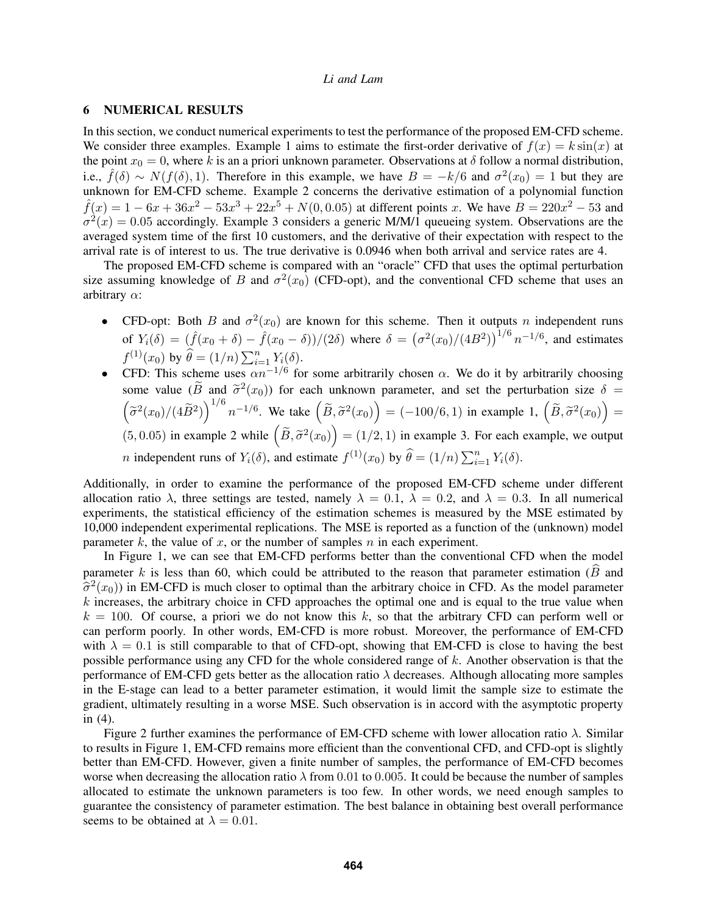## 6 NUMERICAL RESULTS

In this section, we conduct numerical experiments to test the performance of the proposed EM-CFD scheme. We consider three examples. Example 1 aims to estimate the first-order derivative of $f(x) = k\sin(x)$ at the point $x_0 = 0$, where $k$ is an a priori unknown parameter. Observations at $\delta$ follow a normal distribution, i.e., $\hat{f}(\delta) \sim N(f(\delta), 1)$. Therefore in this example, we have $B = -k/6$ and $\sigma^2(x_0) = 1$ but they are unknown for EM-CFD scheme. Example 2 concerns the derivative estimation of a polynomial function $\hat{f}(x) = 1 - 6x + 36x^2 - 53x^3 + 22x^5 + N(0, 0.05)$ at different points $x$. We have $B = 220x^2 - 53$ and $\sigma^2(x) = 0.05$ accordingly. Example 3 considers a generic M/M/1 queueing system. Observations are the averaged system time of the first 10 customers, and the derivative of their expectation with respect to the arrival rate is of interest to us. The true derivative is 0.0946 when both arrival and service rates are 4.

The proposed EM-CFD scheme is compared with an "oracle" CFD that uses the optimal perturbation size assuming knowledge of $B$ and $\sigma^2(x_0)$ (CFD-opt), and the conventional CFD scheme that uses an arbitrary $\alpha$:

- CFD-opt: Both $B$ and $\sigma^2(x_0)$ are known for this scheme. Then it outputs $n$ independent runs of $Y_i(\delta) = (\hat{f}(x_0+\delta) - \hat{f}(x_0-\delta))/(2\delta)$ where $\delta = \left(\sigma^2(x_0)/(4B^2)\right)^{1/6} n^{-1/6}$, and estimates $f^{(1)}(x_0)$ by $\widehat{\theta} = (1/n)\sum_{i=1}^{n} Y_i(\delta)$.
- CFD: This scheme uses $\alpha n^{-1/6}$ for some arbitrarily chosen $\alpha$. We do it by arbitrarily choosing some value ($\widetilde{B}$ and $\widetilde{\sigma}^2(x_0)$) for each unknown parameter, and set the perturbation size $\delta = \left(\widetilde{\sigma}^2(x_0)/(4\widetilde{B}^2)\right)^{1/6} n^{-1/6}$. We take $\left(\widetilde{B}, \widetilde{\sigma}^2(x_0)\right) = (-100/6, 1)$ in example 1, $\left(\widetilde{B}, \widetilde{\sigma}^2(x_0)\right) = (5, 0.05)$ in example 2 while $\left(\widetilde{B}, \widetilde{\sigma}^2(x_0)\right) = (1/2, 1)$ in example 3. For each example, we output $n$ independent runs of $Y_i(\delta)$, and estimate $f^{(1)}(x_0)$ by $\widehat{\theta} = (1/n)\sum_{i=1}^{n} Y_i(\delta)$.

Additionally, in order to examine the performance of the proposed EM-CFD scheme under different allocation ratio $\lambda$, three settings are tested, namely $\lambda = 0.1$, $\lambda = 0.2$, and $\lambda = 0.3$. In all numerical experiments, the statistical efficiency of the estimation schemes is measured by the MSE estimated by 10,000 independent experimental replications. The MSE is reported as a function of the (unknown) model parameter $k$, the value of $x$, or the number of samples $n$ in each experiment.

In Figure 1, we can see that EM-CFD performs better than the conventional CFD when the model parameter $k$ is less than 60, which could be attributed to the reason that parameter estimation ($\widehat{B}$ and $\widehat{\sigma}^2(x_0)$) in EM-CFD is much closer to optimal than the arbitrary choice in CFD. As the model parameter $k$ increases, the arbitrary choice in CFD approaches the optimal one and is equal to the true value when $k = 100$. Of course, a priori we do not know this $k$, so that the arbitrary CFD can perform well or can perform poorly. In other words, EM-CFD is more robust. Moreover, the performance of EM-CFD with $\lambda = 0.1$ is still comparable to that of CFD-opt, showing that EM-CFD is close to having the best possible performance using any CFD for the whole considered range of $k$. Another observation is that the performance of EM-CFD gets better as the allocation ratio $\lambda$ decreases. Although allocating more samples in the E-stage can lead to a better parameter estimation, it would limit the sample size to estimate the gradient, ultimately resulting in a worse MSE. Such observation is in accord with the asymptotic property in (4).

Figure 2 further examines the performance of EM-CFD scheme with lower allocation ratio $\lambda$. Similar to results in Figure 1, EM-CFD remains more efficient than the conventional CFD, and CFD-opt is slightly better than EM-CFD. However, given a finite number of samples, the performance of EM-CFD becomes worse when decreasing the allocation ratio $\lambda$ from 0.01 to 0.005. It could be because the number of samples allocated to estimate the unknown parameters is too few. In other words, we need enough samples to guarantee the consistency of parameter estimation. The best balance in obtaining best overall performance seems to be obtained at $\lambda = 0.01$.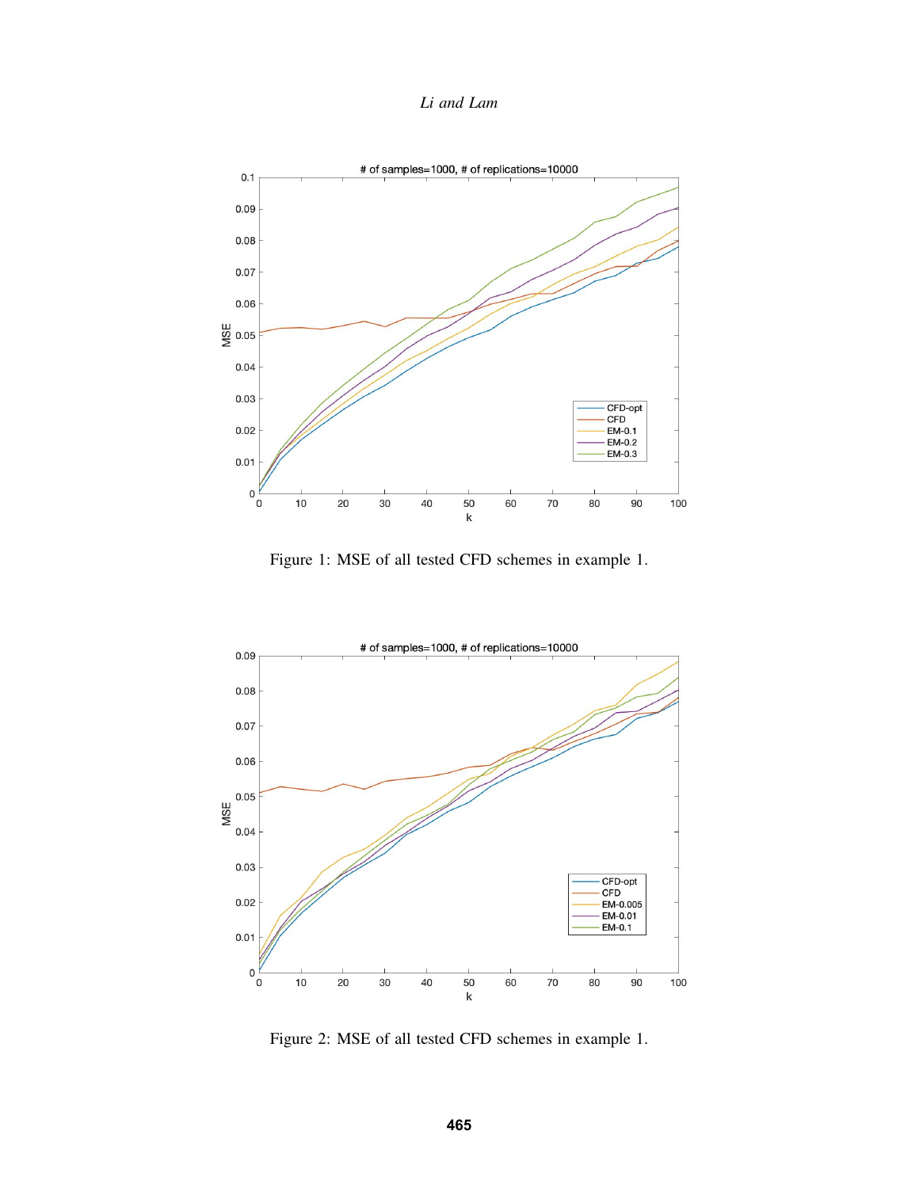Figure 1: MSE of all tested CFD schemes in example 1.

Figure 2: MSE of all tested CFD schemes in example 1.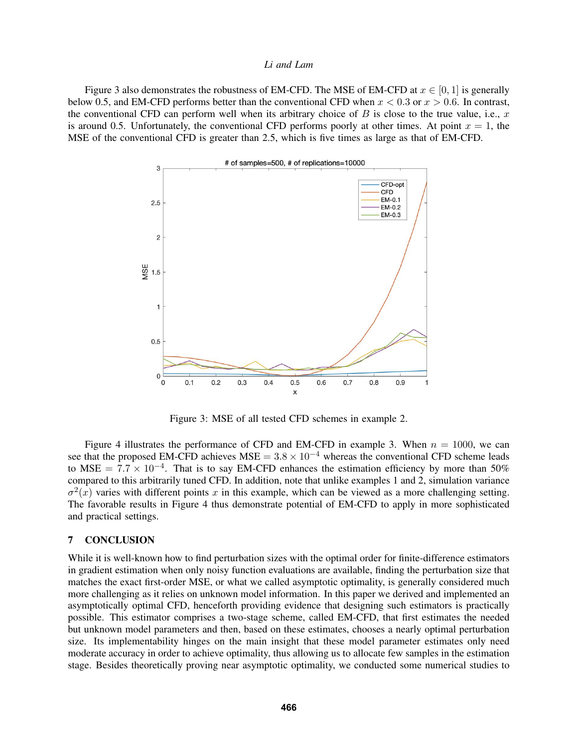Figure 3 also demonstrates the robustness of EM-CFD. The MSE of EM-CFD at $x \in [0, 1]$ is generally below 0.5, and EM-CFD performs better than the conventional CFD when $x < 0.3$ or $x > 0.6$. In contrast, the conventional CFD can perform well when its arbitrary choice of $B$ is close to the true value, i.e., $x$ is around 0.5. Unfortunately, the conventional CFD performs poorly at other times. At point $x = 1$, the MSE of the conventional CFD is greater than 2.5, which is five times as large as that of EM-CFD.

Figure 3: MSE of all tested CFD schemes in example 2.

Figure 4 illustrates the performance of CFD and EM-CFD in example 3. When $n = 1000$, we can see that the proposed EM-CFD achieves $\text{MSE} = 3.8 \times 10^{-4}$ whereas the conventional CFD scheme leads to $\text{MSE} = 7.7 \times 10^{-4}$. That is to say EM-CFD enhances the estimation efficiency by more than 50% compared to this arbitrarily tuned CFD. In addition, note that unlike examples 1 and 2, simulation variance $\sigma^2(x)$ varies with different points $x$ in this example, which can be viewed as a more challenging setting. The favorable results in Figure 4 thus demonstrate potential of EM-CFD to apply in more sophisticated and practical settings.

## 7 CONCLUSION

While it is well-known how to find perturbation sizes with the optimal order for finite-difference estimators in gradient estimation when only noisy function evaluations are available, finding the perturbation size that matches the exact first-order MSE, or what we called asymptotic optimality, is generally considered much more challenging as it relies on unknown model information. In this paper we derived and implemented an asymptotically optimal CFD, henceforth providing evidence that designing such estimators is practically possible. This estimator comprises a two-stage scheme, called EM-CFD, that first estimates the needed but unknown model parameters and then, based on these estimates, chooses a nearly optimal perturbation size. Its implementability hinges on the main insight that these model parameter estimates only need moderate accuracy in order to achieve optimality, thus allowing us to allocate few samples in the estimation stage. Besides theoretically proving near asymptotic optimality, we conducted some numerical studies to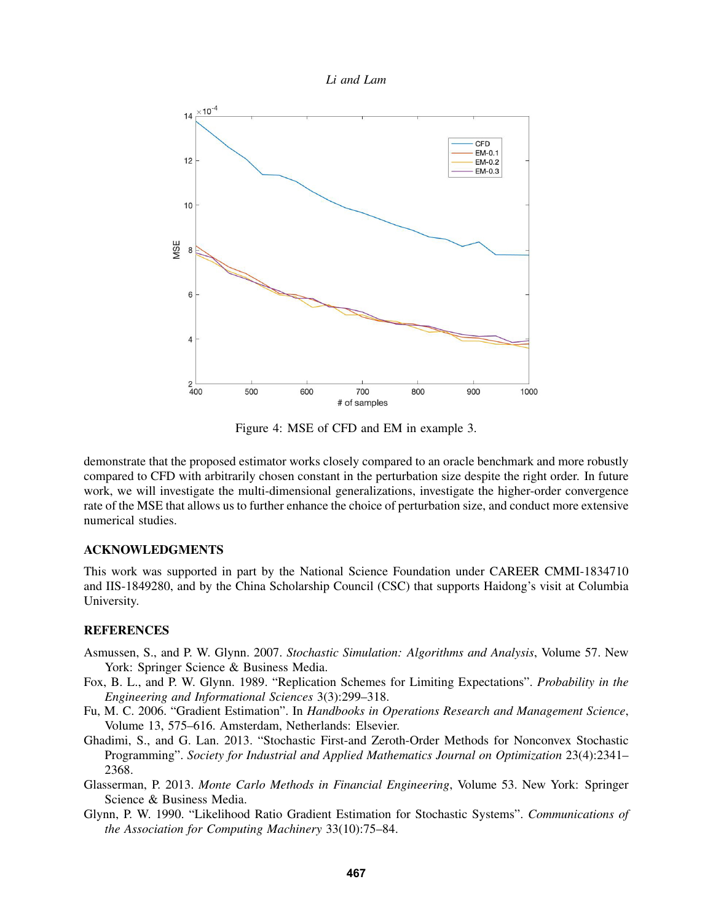Figure 4: MSE of CFD and EM in example 3.

demonstrate that the proposed estimator works closely compared to an oracle benchmark and more robustly compared to CFD with arbitrarily chosen constant in the perturbation size despite the right order. In future work, we will investigate the multi-dimensional generalizations, investigate the higher-order convergence rate of the MSE that allows us to further enhance the choice of perturbation size, and conduct more extensive numerical studies.

## ACKNOWLEDGMENTS

This work was supported in part by the National Science Foundation under CAREER CMMI-1834710 and IIS-1849280, and by the China Scholarship Council (CSC) that supports Haidong's visit at Columbia University.

## REFERENCES

Asmussen, S., and P. W. Glynn. 2007. *Stochastic Simulation: Algorithms and Analysis*, Volume 57. New York: Springer Science & Business Media.

Fox, B. L., and P. W. Glynn. 1989. "Replication Schemes for Limiting Expectations". *Probability in the Engineering and Informational Sciences* 3(3):299–318.

Fu, M. C. 2006. "Gradient Estimation". In *Handbooks in Operations Research and Management Science*, Volume 13, 575–616. Amsterdam, Netherlands: Elsevier.

Ghadimi, S., and G. Lan. 2013. "Stochastic First-and Zeroth-Order Methods for Nonconvex Stochastic Programming". *Society for Industrial and Applied Mathematics Journal on Optimization* 23(4):2341–2368.

Glasserman, P. 2013. *Monte Carlo Methods in Financial Engineering*, Volume 53. New York: Springer Science & Business Media.

Glynn, P. W. 1990. "Likelihood Ratio Gradient Estimation for Stochastic Systems". *Communications of the Association for Computing Machinery* 33(10):75–84.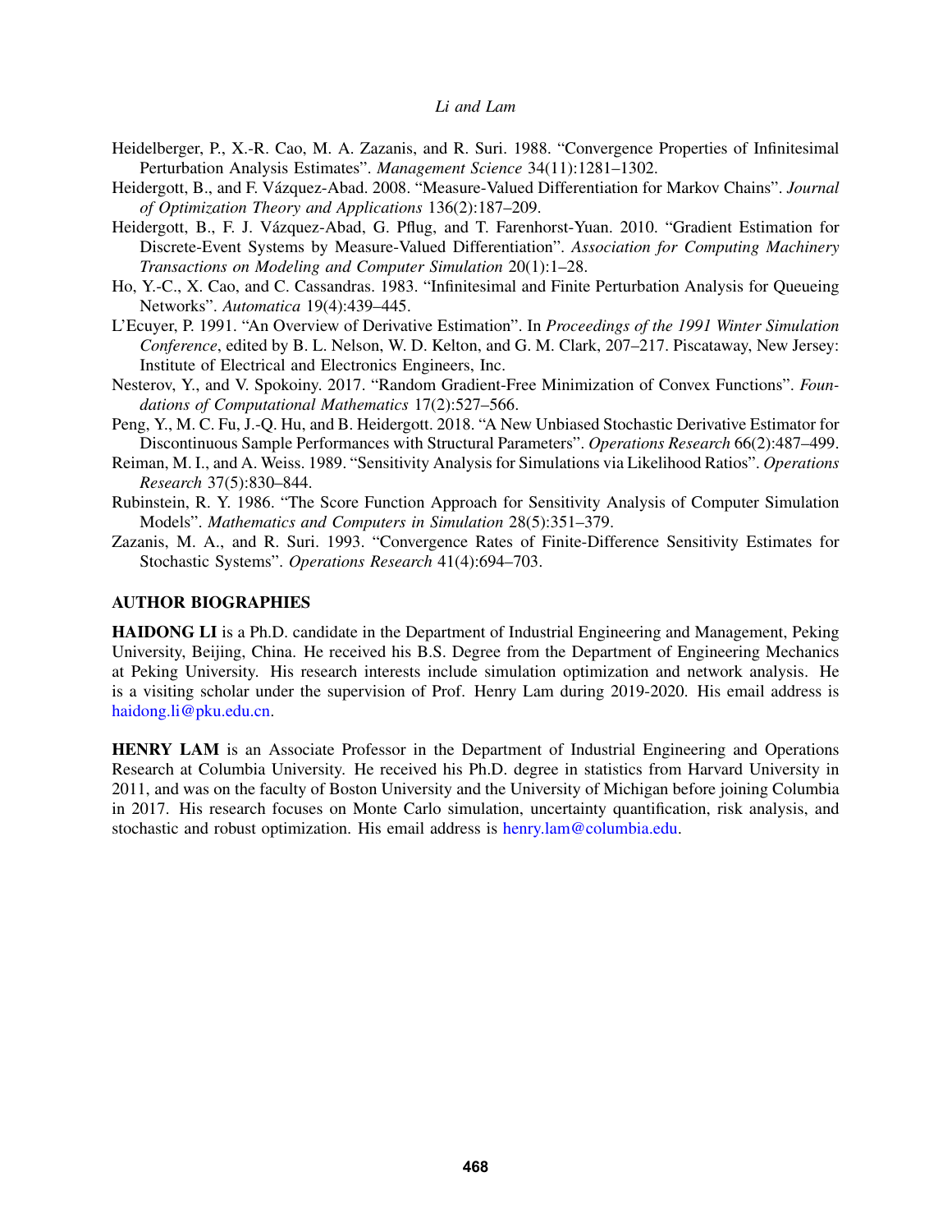Heidelberger, P., X.-R. Cao, M. A. Zazanis, and R. Suri. 1988. "Convergence Properties of Infinitesimal Perturbation Analysis Estimates". *Management Science* 34(11):1281–1302.

Heidergott, B., and F. Vázquez-Abad. 2008. "Measure-Valued Differentiation for Markov Chains". *Journal of Optimization Theory and Applications* 136(2):187–209.

Heidergott, B., F. J. Vázquez-Abad, G. Pflug, and T. Farenhorst-Yuan. 2010. "Gradient Estimation for Discrete-Event Systems by Measure-Valued Differentiation". *Association for Computing Machinery Transactions on Modeling and Computer Simulation* 20(1):1–28.

Ho, Y.-C., X. Cao, and C. Cassandras. 1983. "Infinitesimal and Finite Perturbation Analysis for Queueing Networks". *Automatica* 19(4):439–445.

L'Ecuyer, P. 1991. "An Overview of Derivative Estimation". In *Proceedings of the 1991 Winter Simulation Conference*, edited by B. L. Nelson, W. D. Kelton, and G. M. Clark, 207–217. Piscataway, New Jersey: Institute of Electrical and Electronics Engineers, Inc.

Nesterov, Y., and V. Spokoiny. 2017. "Random Gradient-Free Minimization of Convex Functions". *Foundations of Computational Mathematics* 17(2):527–566.

Peng, Y., M. C. Fu, J.-Q. Hu, and B. Heidergott. 2018. "A New Unbiased Stochastic Derivative Estimator for Discontinuous Sample Performances with Structural Parameters". *Operations Research* 66(2):487–499.

Reiman, M. I., and A. Weiss. 1989. "Sensitivity Analysis for Simulations via Likelihood Ratios". *Operations Research* 37(5):830–844.

Rubinstein, R. Y. 1986. "The Score Function Approach for Sensitivity Analysis of Computer Simulation Models". *Mathematics and Computers in Simulation* 28(5):351–379.

Zazanis, M. A., and R. Suri. 1993. "Convergence Rates of Finite-Difference Sensitivity Estimates for Stochastic Systems". *Operations Research* 41(4):694–703.

## AUTHOR BIOGRAPHIES

**HAIDONG LI** is a Ph.D. candidate in the Department of Industrial Engineering and Management, Peking University, Beijing, China. He received his B.S. Degree from the Department of Engineering Mechanics at Peking University. His research interests include simulation optimization and network analysis. He is a visiting scholar under the supervision of Prof. Henry Lam during 2019-2020. His email address is haidong.li@pku.edu.cn.

**HENRY LAM** is an Associate Professor in the Department of Industrial Engineering and Operations Research at Columbia University. He received his Ph.D. degree in statistics from Harvard University in 2011, and was on the faculty of Boston University and the University of Michigan before joining Columbia in 2017. His research focuses on Monte Carlo simulation, uncertainty quantification, risk analysis, and stochastic and robust optimization. His email address is henry.lam@columbia.edu.